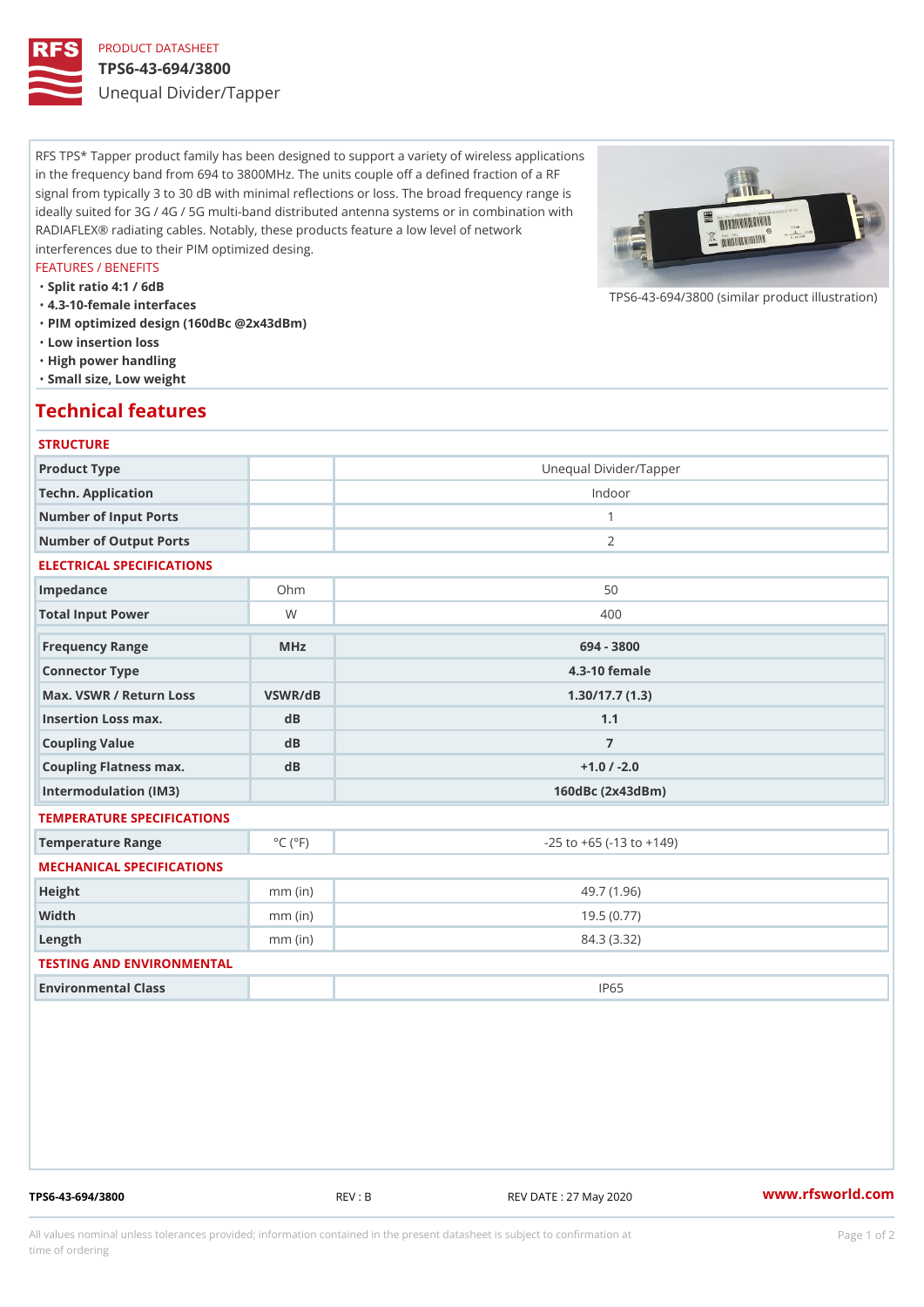PRODUCT DATASHEET

# TPS6-43-694/3800

Unequal Divider/Tapper

RFS TPS* Tapper product family has been designed to support a variety of wireless applications in the frequency band from 694 to 3800MHz. The units couple off a defined fraction of a RF signal from typically 3 to 30 dB with minimal reflections or loss. The broad frequency range is ideally suited for 3G / 4G / 5G multi-band distributed antenna systems or in combination with RADIAFLEX® radiating cables. Notably, these products feature a low level of network interferences due to their PIM optimized desing.

FEATURES / BENEFITS

- Split ratio 4:1 / 6dB
- 4.3-10-female interfaces
- PIM optimized design (160dBc @2x43dBm)
- Low insertion loss
- High power handling
- Small size, Low weight

TPS6-43-694/3800 (similar product illustration)

## Technical features

### STRUCTURE

| | | |
|---|---|---|
| Product Type | | Unequal Divider/Tapper |
| Techn. Application | | Indoor |
| Number of Input Ports | | 1 |
| Number of Output Ports | | 2 |

### ELECTRICAL SPECIFICATIONS

| | | |
|---|---|---|
| Impedance | Ohm | 50 |
| Total Input Power | W | 400 |
| **Frequency Range** | **MHz** | **694 - 3800** |
| **Connector Type** | | **4.3-10 female** |
| **Max. VSWR / Return Loss** | **VSWR/dB** | **1.30/17.7 (1.3)** |
| **Insertion Loss max.** | **dB** | **1.1** |
| **Coupling Value** | **dB** | **7** |
| **Coupling Flatness max.** | **dB** | **+1.0 / -2.0** |
| **Intermodulation (IM3)** | | **160dBc (2x43dBm)** |

### TEMPERATURE SPECIFICATIONS

| | | |
|---|---|---|
| Temperature Range | °C (°F) | -25 to +65 (-13 to +149) |

### MECHANICAL SPECIFICATIONS

| | | |
|---|---|---|
| Height | mm (in) | 49.7 (1.96) |
| Width | mm (in) | 19.5 (0.77) |
| Length | mm (in) | 84.3 (3.32) |

### TESTING AND ENVIRONMENTAL

| | | |
|---|---|---|
| Environmental Class | | IP65 |

TPS6-43-694/3800 REV : B REV DATE : 27 May 2020 www.rfsworld.com

All values nominal unless tolerances provided; information contained in the present datasheet is subject to confirmation at time of ordering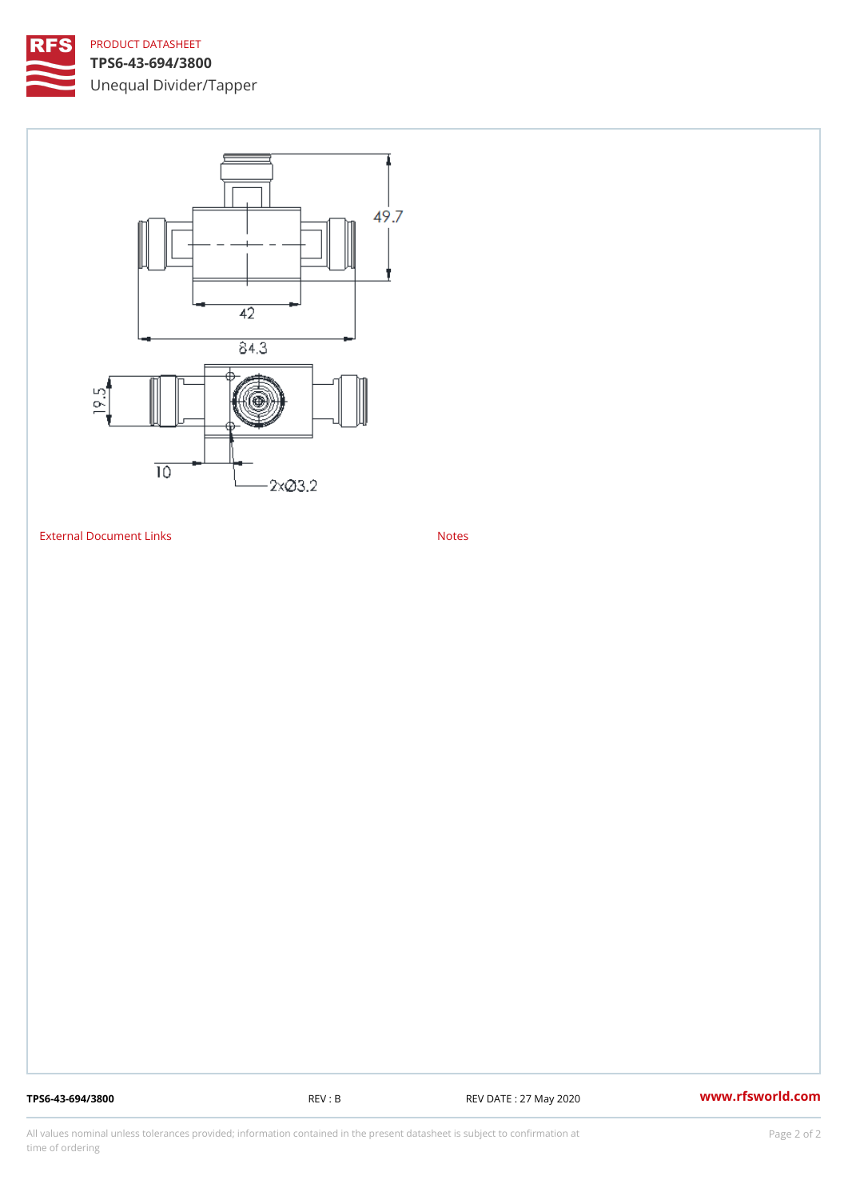PRODUCT DATASHEET

TPS6-43-694/3800

Unequal Divider/Tapper

49.7

42

84.3

19.5

10

2xØ3.2

External Document Links

Notes

TPS6-43-694/3800 REV : B REV DATE : 27 May 2020 www.rfsworld.com

All values nominal unless tolerances provided; information contained in the present datasheet is subject to confirmation at time of ordering